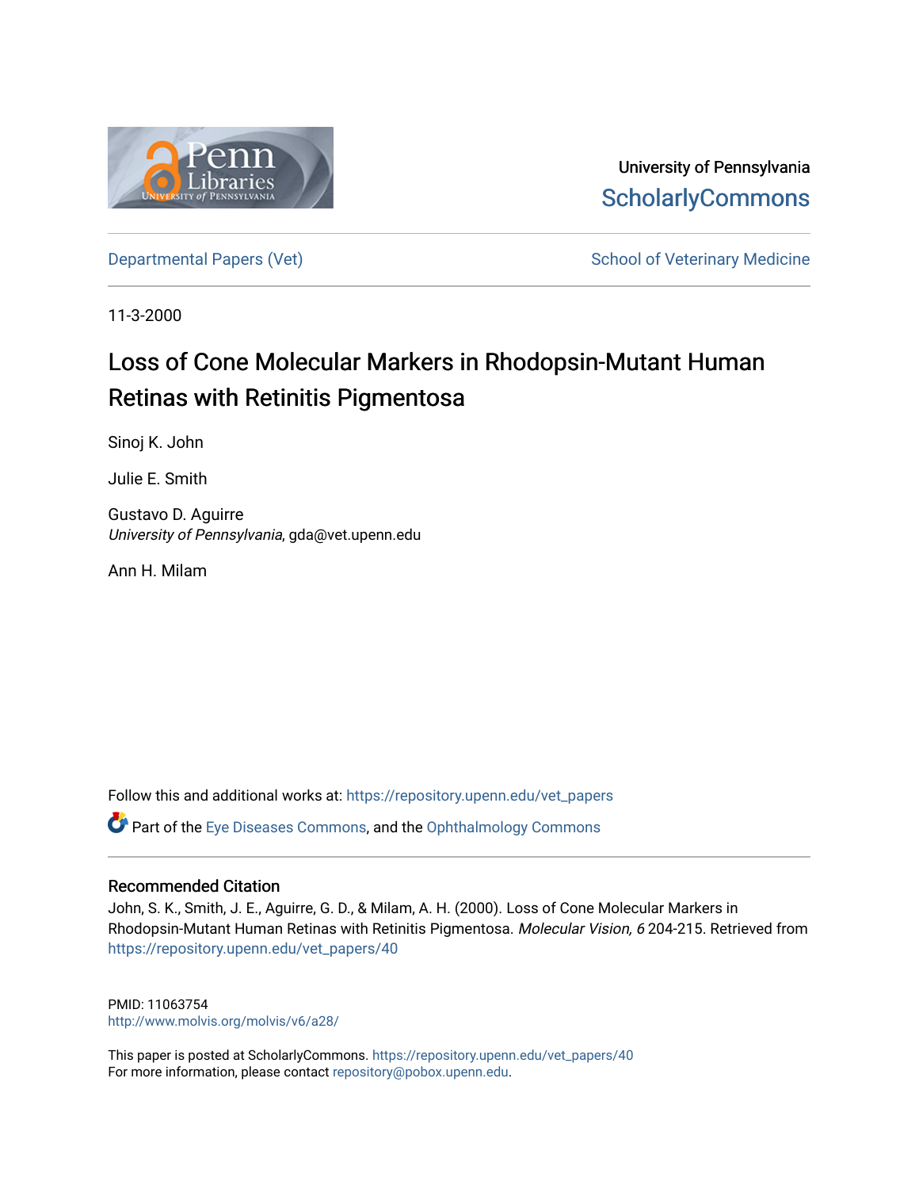University of Pennsylvania
ScholarlyCommons

Departmental Papers (Vet) | School of Veterinary Medicine

11-3-2000

# Loss of Cone Molecular Markers in Rhodopsin-Mutant Human Retinas with Retinitis Pigmentosa

Sinoj K. John

Julie E. Smith

Gustavo D. Aguirre
*University of Pennsylvania*, gda@vet.upenn.edu

Ann H. Milam

Follow this and additional works at: https://repository.upenn.edu/vet_papers

Part of the Eye Diseases Commons, and the Ophthalmology Commons

## Recommended Citation

John, S. K., Smith, J. E., Aguirre, G. D., & Milam, A. H. (2000). Loss of Cone Molecular Markers in Rhodopsin-Mutant Human Retinas with Retinitis Pigmentosa. *Molecular Vision, 6* 204-215. Retrieved from https://repository.upenn.edu/vet_papers/40

PMID: 11063754
http://www.molvis.org/molvis/v6/a28/

This paper is posted at ScholarlyCommons. https://repository.upenn.edu/vet_papers/40
For more information, please contact repository@pobox.upenn.edu.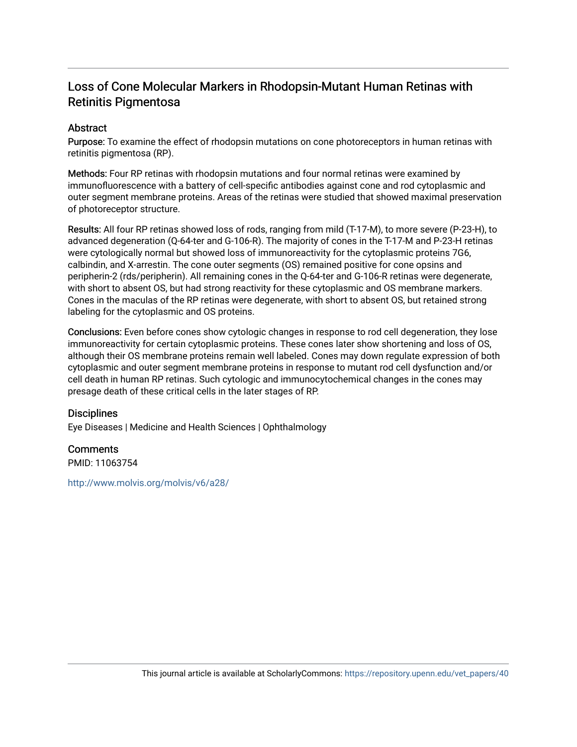# Loss of Cone Molecular Markers in Rhodopsin-Mutant Human Retinas with Retinitis Pigmentosa

## Abstract

**Purpose:** To examine the effect of rhodopsin mutations on cone photoreceptors in human retinas with retinitis pigmentosa (RP).

**Methods:** Four RP retinas with rhodopsin mutations and four normal retinas were examined by immunofluorescence with a battery of cell-specific antibodies against cone and rod cytoplasmic and outer segment membrane proteins. Areas of the retinas were studied that showed maximal preservation of photoreceptor structure.

**Results:** All four RP retinas showed loss of rods, ranging from mild (T-17-M), to more severe (P-23-H), to advanced degeneration (Q-64-ter and G-106-R). The majority of cones in the T-17-M and P-23-H retinas were cytologically normal but showed loss of immunoreactivity for the cytoplasmic proteins 7G6, calbindin, and X-arrestin. The cone outer segments (OS) remained positive for cone opsins and peripherin-2 (rds/peripherin). All remaining cones in the Q-64-ter and G-106-R retinas were degenerate, with short to absent OS, but had strong reactivity for these cytoplasmic and OS membrane markers. Cones in the maculas of the RP retinas were degenerate, with short to absent OS, but retained strong labeling for the cytoplasmic and OS proteins.

**Conclusions:** Even before cones show cytologic changes in response to rod cell degeneration, they lose immunoreactivity for certain cytoplasmic proteins. These cones later show shortening and loss of OS, although their OS membrane proteins remain well labeled. Cones may down regulate expression of both cytoplasmic and outer segment membrane proteins in response to mutant rod cell dysfunction and/or cell death in human RP retinas. Such cytologic and immunocytochemical changes in the cones may presage death of these critical cells in the later stages of RP.

## Disciplines

Eye Diseases | Medicine and Health Sciences | Ophthalmology

## Comments

PMID: 11063754

http://www.molvis.org/molvis/v6/a28/

This journal article is available at ScholarlyCommons: https://repository.upenn.edu/vet_papers/40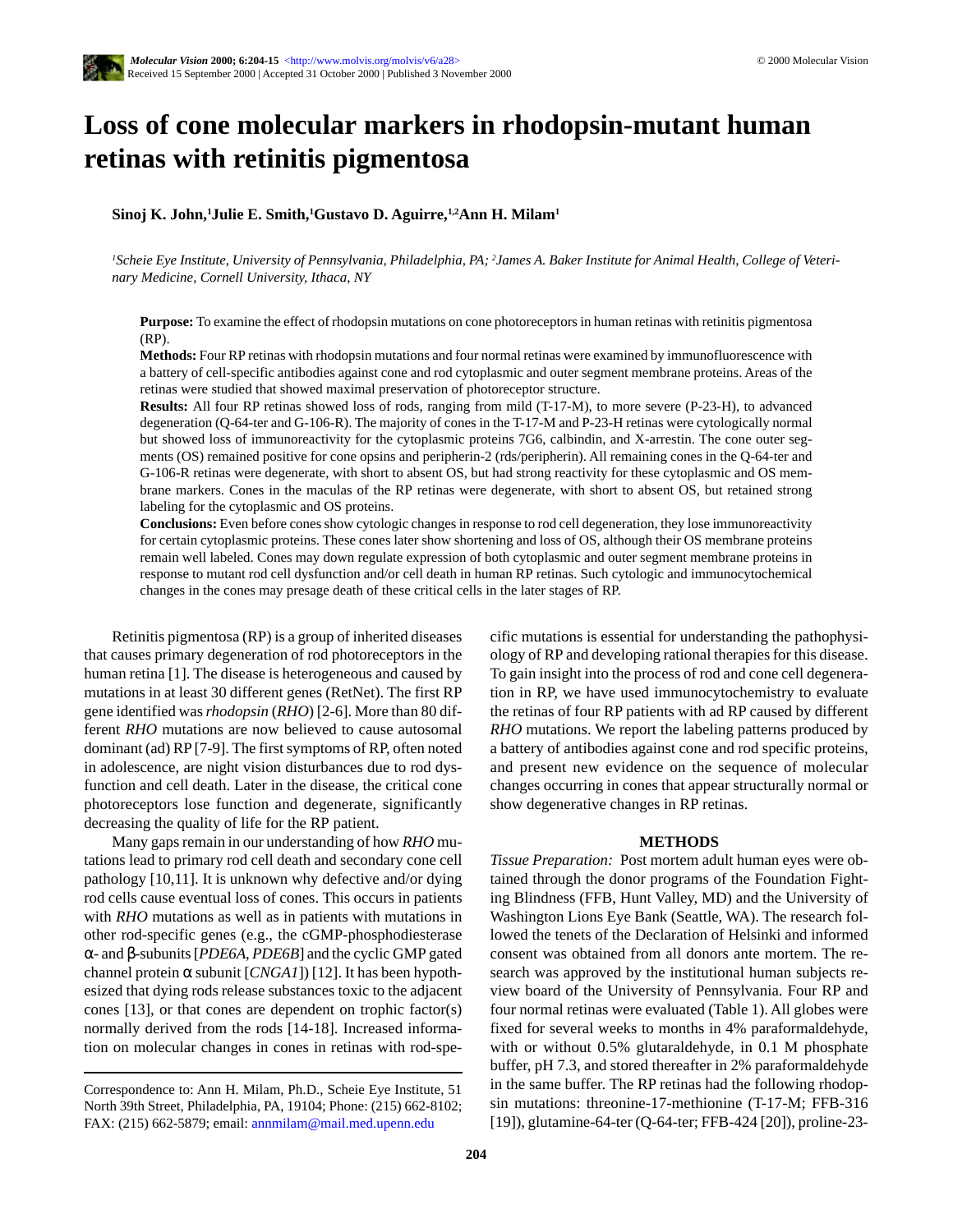# Loss of cone molecular markers in rhodopsin-mutant human retinas with retinitis pigmentosa

**Sinoj K. John,[1] Julie E. Smith,[1] Gustavo D. Aguirre,[1,2] Ann H. Milam[1]**

*[1]Scheie Eye Institute, University of Pennsylvania, Philadelphia, PA; [2]James A. Baker Institute for Animal Health, College of Veterinary Medicine, Cornell University, Ithaca, NY*

**Purpose:** To examine the effect of rhodopsin mutations on cone photoreceptors in human retinas with retinitis pigmentosa (RP).

**Methods:** Four RP retinas with rhodopsin mutations and four normal retinas were examined by immunofluorescence with a battery of cell-specific antibodies against cone and rod cytoplasmic and outer segment membrane proteins. Areas of the retinas were studied that showed maximal preservation of photoreceptor structure.

**Results:** All four RP retinas showed loss of rods, ranging from mild (T-17-M), to more severe (P-23-H), to advanced degeneration (Q-64-ter and G-106-R). The majority of cones in the T-17-M and P-23-H retinas were cytologically normal but showed loss of immunoreactivity for the cytoplasmic proteins 7G6, calbindin, and X-arrestin. The cone outer segments (OS) remained positive for cone opsins and peripherin-2 (rds/peripherin). All remaining cones in the Q-64-ter and G-106-R retinas were degenerate, with short to absent OS, but had strong reactivity for these cytoplasmic and OS membrane markers. Cones in the maculas of the RP retinas were degenerate, with short to absent OS, but retained strong labeling for the cytoplasmic and OS proteins.

**Conclusions:** Even before cones show cytologic changes in response to rod cell degeneration, they lose immunoreactivity for certain cytoplasmic proteins. These cones later show shortening and loss of OS, although their OS membrane proteins remain well labeled. Cones may down regulate expression of both cytoplasmic and outer segment membrane proteins in response to mutant rod cell dysfunction and/or cell death in human RP retinas. Such cytologic and immunocytochemical changes in the cones may presage death of these critical cells in the later stages of RP.

Retinitis pigmentosa (RP) is a group of inherited diseases that causes primary degeneration of rod photoreceptors in the human retina [1]. The disease is heterogeneous and caused by mutations in at least 30 different genes (RetNet). The first RP gene identified was *rhodopsin* (*RHO*) [2-6]. More than 80 different *RHO* mutations are now believed to cause autosomal dominant (ad) RP [7-9]. The first symptoms of RP, often noted in adolescence, are night vision disturbances due to rod dysfunction and cell death. Later in the disease, the critical cone photoreceptors lose function and degenerate, significantly decreasing the quality of life for the RP patient.

Many gaps remain in our understanding of how *RHO* mutations lead to primary rod cell death and secondary cone cell pathology [10,11]. It is unknown why defective and/or dying rod cells cause eventual loss of cones. This occurs in patients with *RHO* mutations as well as in patients with mutations in other rod-specific genes (e.g., the cGMP-phosphodiesterase α- and β-subunits [*PDE6A*, *PDE6B*] and the cyclic GMP gated channel protein α subunit [*CNGA1*]) [12]. It has been hypothesized that dying rods release substances toxic to the adjacent cones [13], or that cones are dependent on trophic factor(s) normally derived from the rods [14-18]. Increased information on molecular changes in cones in retinas with rod-specific mutations is essential for understanding the pathophysiology of RP and developing rational therapies for this disease. To gain insight into the process of rod and cone cell degeneration in RP, we have used immunocytochemistry to evaluate the retinas of four RP patients with ad RP caused by different *RHO* mutations. We report the labeling patterns produced by a battery of antibodies against cone and rod specific proteins, and present new evidence on the sequence of molecular changes occurring in cones that appear structurally normal or show degenerative changes in RP retinas.

## METHODS

*Tissue Preparation:* Post mortem adult human eyes were obtained through the donor programs of the Foundation Fighting Blindness (FFB, Hunt Valley, MD) and the University of Washington Lions Eye Bank (Seattle, WA). The research followed the tenets of the Declaration of Helsinki and informed consent was obtained from all donors ante mortem. The research was approved by the institutional human subjects review board of the University of Pennsylvania. Four RP and four normal retinas were evaluated (Table 1). All globes were fixed for several weeks to months in 4% paraformaldehyde, with or without 0.5% glutaraldehyde, in 0.1 M phosphate buffer, pH 7.3, and stored thereafter in 2% paraformaldehyde in the same buffer. The RP retinas had the following rhodopsin mutations: threonine-17-methionine (T-17-M; FFB-316 [19]), glutamine-64-ter (Q-64-ter; FFB-424 [20]), proline-23-

Correspondence to: Ann H. Milam, Ph.D., Scheie Eye Institute, 51 North 39th Street, Philadelphia, PA, 19104; Phone: (215) 662-8102; FAX: (215) 662-5879; email: annmilam@mail.med.upenn.edu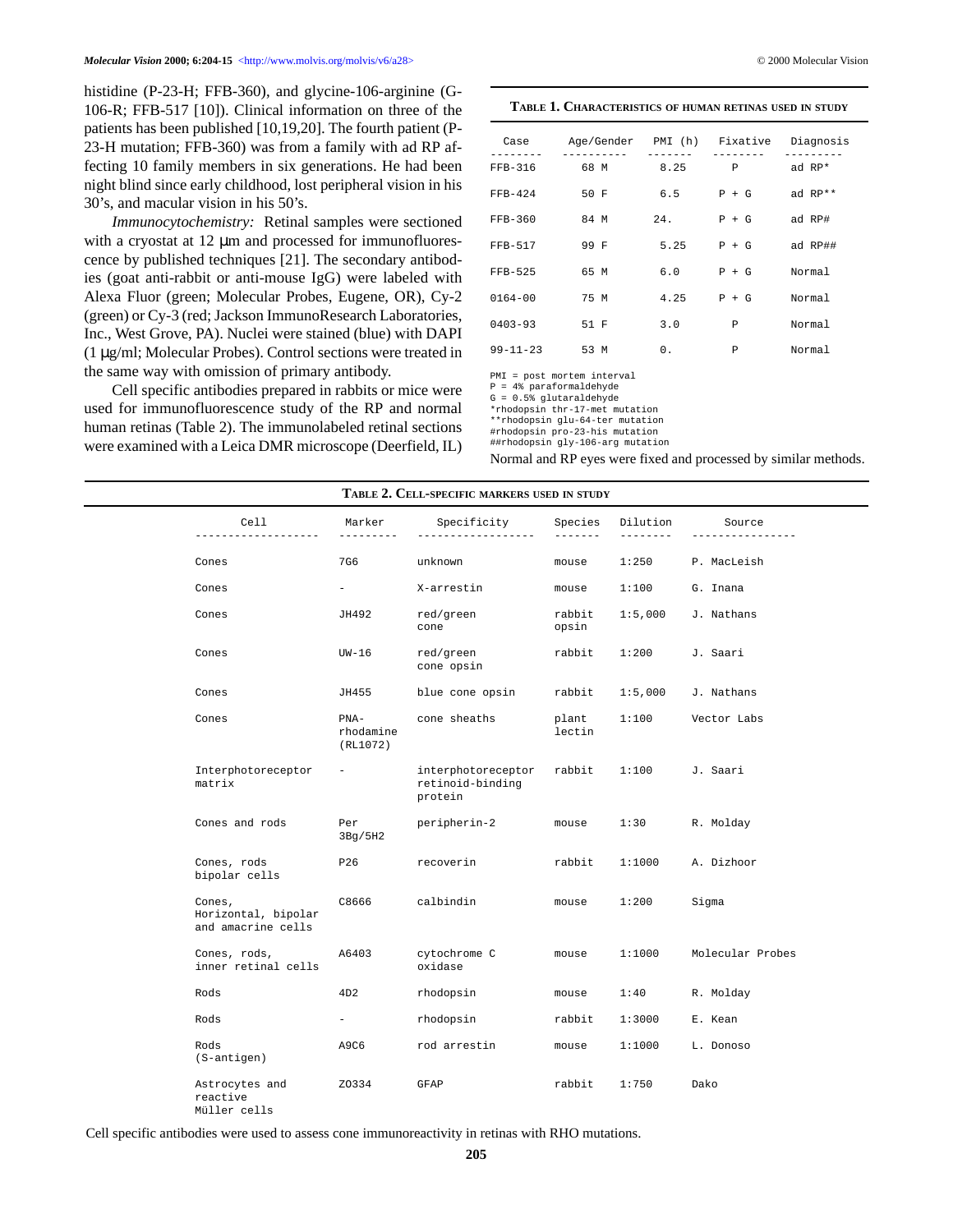histidine (P-23-H; FFB-360), and glycine-106-arginine (G-106-R; FFB-517 [10]). Clinical information on three of the patients has been published [10,19,20]. The fourth patient (P-23-H mutation; FFB-360) was from a family with ad RP affecting 10 family members in six generations. He had been night blind since early childhood, lost peripheral vision in his 30's, and macular vision in his 50's.

*Immunocytochemistry:* Retinal samples were sectioned with a cryostat at 12 μm and processed for immunofluorescence by published techniques [21]. The secondary antibodies (goat anti-rabbit or anti-mouse IgG) were labeled with Alexa Fluor (green; Molecular Probes, Eugene, OR), Cy-2 (green) or Cy-3 (red; Jackson ImmunoResearch Laboratories, Inc., West Grove, PA). Nuclei were stained (blue) with DAPI (1 μg/ml; Molecular Probes). Control sections were treated in the same way with omission of primary antibody.

Cell specific antibodies prepared in rabbits or mice were used for immunofluorescence study of the RP and normal human retinas (Table 2). The immunolabeled retinal sections were examined with a Leica DMR microscope (Deerfield, IL)

**Table 1. Characteristics of human retinas used in study**

| Case | Age/Gender | PMI (h) | Fixative | Diagnosis |
|---|---|---|---|---|
| FFB-316 | 68 M | 8.25 | P | ad RP* |
| FFB-424 | 50 F | 6.5 | P + G | ad RP** |
| FFB-360 | 84 M | 24. | P + G | ad RP# |
| FFB-517 | 99 F | 5.25 | P + G | ad RP## |
| FFB-525 | 65 M | 6.0 | P + G | Normal |
| 0164-00 | 75 M | 4.25 | P + G | Normal |
| 0403-93 | 51 F | 3.0 | P | Normal |
| 99-11-23 | 53 M | 0. | P | Normal |

PMI = post mortem interval
P = 4% paraformaldehyde
G = 0.5% glutaraldehyde
*rhodopsin thr-17-met mutation
**rhodopsin glu-64-ter mutation
#rhodopsin pro-23-his mutation
##rhodopsin gly-106-arg mutation

Normal and RP eyes were fixed and processed by similar methods.

**Table 2. Cell-specific markers used in study**

| Cell | Marker | Specificity | Species | Dilution | Source |
|---|---|---|---|---|---|
| Cones | 7G6 | unknown | mouse | 1:250 | P. MacLeish |
| Cones | - | X-arrestin | mouse | 1:100 | G. Inana |
| Cones | JH492 | red/green cone | rabbit opsin | 1:5,000 | J. Nathans |
| Cones | UW-16 | red/green cone opsin | rabbit | 1:200 | J. Saari |
| Cones | JH455 | blue cone opsin | rabbit | 1:5,000 | J. Nathans |
| Cones | PNA-rhodamine (RL1072) | cone sheaths | plant lectin | 1:100 | Vector Labs |
| Interphotoreceptor matrix | - | interphotoreceptor retinoid-binding protein | rabbit | 1:100 | J. Saari |
| Cones and rods | Per 3Bg/5H2 | peripherin-2 | mouse | 1:30 | R. Molday |
| Cones, rods bipolar cells | P26 | recoverin | rabbit | 1:1000 | A. Dizhoor |
| Cones, Horizontal, bipolar and amacrine cells | C8666 | calbindin | mouse | 1:200 | Sigma |
| Cones, rods, inner retinal cells | A6403 | cytochrome C oxidase | mouse | 1:1000 | Molecular Probes |
| Rods | 4D2 | rhodopsin | mouse | 1:40 | R. Molday |
| Rods | - | rhodopsin | rabbit | 1:3000 | E. Kean |
| Rods (S-antigen) | A9C6 | rod arrestin | mouse | 1:1000 | L. Donoso |
| Astrocytes and reactive Müller cells | Z0334 | GFAP | rabbit | 1:750 | Dako |

Cell specific antibodies were used to assess cone immunoreactivity in retinas with RHO mutations.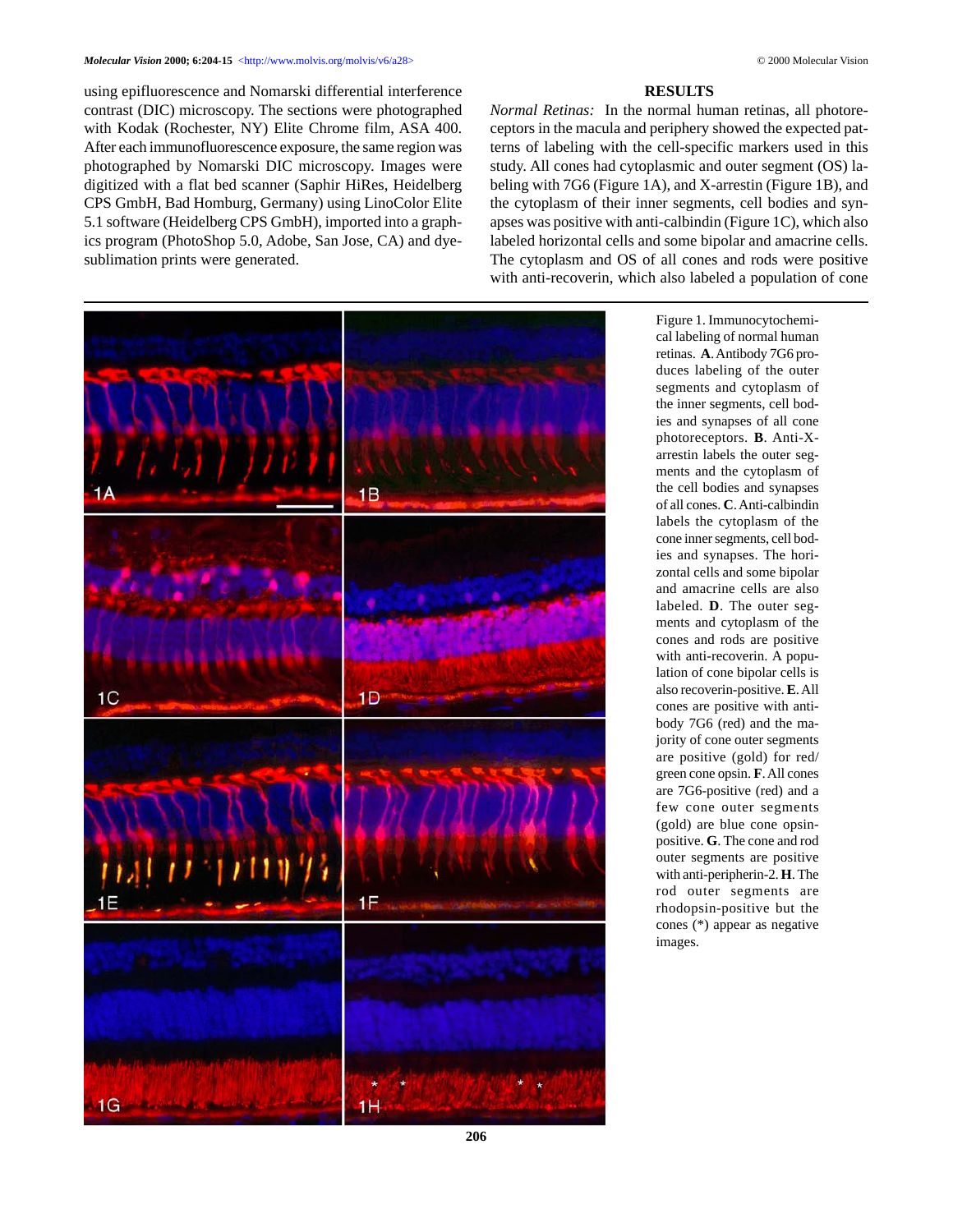using epifluorescence and Nomarski differential interference contrast (DIC) microscopy. The sections were photographed with Kodak (Rochester, NY) Elite Chrome film, ASA 400. After each immunofluorescence exposure, the same region was photographed by Nomarski DIC microscopy. Images were digitized with a flat bed scanner (Saphir HiRes, Heidelberg CPS GmbH, Bad Homburg, Germany) using LinoColor Elite 5.1 software (Heidelberg CPS GmbH), imported into a graphics program (PhotoShop 5.0, Adobe, San Jose, CA) and dye-sublimation prints were generated.

## RESULTS

*Normal Retinas:* In the normal human retinas, all photoreceptors in the macula and periphery showed the expected patterns of labeling with the cell-specific markers used in this study. All cones had cytoplasmic and outer segment (OS) labeling with 7G6 (Figure 1A), and X-arrestin (Figure 1B), and the cytoplasm of their inner segments, cell bodies and synapses was positive with anti-calbindin (Figure 1C), which also labeled horizontal cells and some bipolar and amacrine cells. The cytoplasm and OS of all cones and rods were positive with anti-recoverin, which also labeled a population of cone

Figure 1. Immunocytochemical labeling of normal human retinas. **A**. Antibody 7G6 produces labeling of the outer segments and cytoplasm of the inner segments, cell bodies and synapses of all cone photoreceptors. **B**. Anti-X-arrestin labels the outer segments and the cytoplasm of the cell bodies and synapses of all cones. **C**. Anti-calbindin labels the cytoplasm of the cone inner segments, cell bodies and synapses. The horizontal cells and some bipolar and amacrine cells are also labeled. **D**. The outer segments and cytoplasm of the cones and rods are positive with anti-recoverin. A population of cone bipolar cells is also recoverin-positive. **E**. All cones are positive with antibody 7G6 (red) and the majority of cone outer segments are positive (gold) for red/green cone opsin. **F**. All cones are 7G6-positive (red) and a few cone outer segments (gold) are blue cone opsin-positive. **G**. The cone and rod outer segments are positive with anti-peripherin-2. **H**. The rod outer segments are rhodopsin-positive but the cones (*) appear as negative images.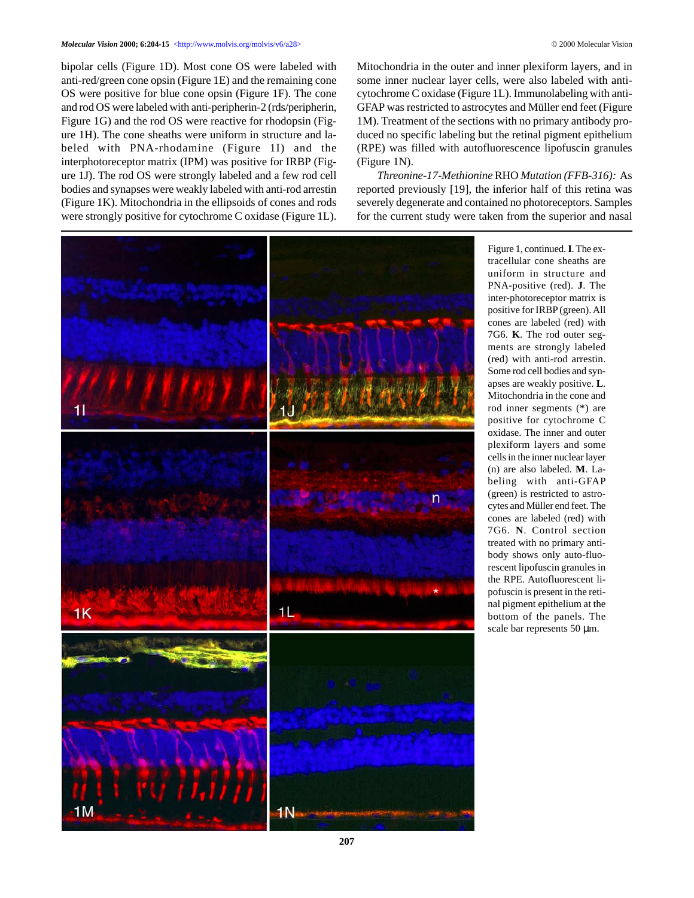bipolar cells (Figure 1D). Most cone OS were labeled with anti-red/green cone opsin (Figure 1E) and the remaining cone OS were positive for blue cone opsin (Figure 1F). The cone and rod OS were labeled with anti-peripherin-2 (rds/peripherin, Figure 1G) and the rod OS were reactive for rhodopsin (Figure 1H). The cone sheaths were uniform in structure and labeled with PNA-rhodamine (Figure 1I) and the interphotoreceptor matrix (IPM) was positive for IRBP (Figure 1J). The rod OS were strongly labeled and a few rod cell bodies and synapses were weakly labeled with anti-rod arrestin (Figure 1K). Mitochondria in the ellipsoids of cones and rods were strongly positive for cytochrome C oxidase (Figure 1L). Mitochondria in the outer and inner plexiform layers, and in some inner nuclear layer cells, were also labeled with anti-cytochrome C oxidase (Figure 1L). Immunolabeling with anti-GFAP was restricted to astrocytes and Müller end feet (Figure 1M). Treatment of the sections with no primary antibody produced no specific labeling but the retinal pigment epithelium (RPE) was filled with autofluorescence lipofuscin granules (Figure 1N).

*Threonine-17-Methionine* RHO *Mutation (FFB-316):* As reported previously [19], the inferior half of this retina was severely degenerate and contained no photoreceptors. Samples for the current study were taken from the superior and nasal

Figure 1, continued. **I**. The extracellular cone sheaths are uniform in structure and PNA-positive (red). **J**. The inter-photoreceptor matrix is positive for IRBP (green). All cones are labeled (red) with 7G6. **K**. The rod outer segments are strongly labeled (red) with anti-rod arrestin. Some rod cell bodies and synapses are weakly positive. **L**. Mitochondria in the cone and rod inner segments (*) are positive for cytochrome C oxidase. The inner and outer plexiform layers and some cells in the inner nuclear layer (n) are also labeled. **M**. Labeling with anti-GFAP (green) is restricted to astrocytes and Müller end feet. The cones are labeled (red) with 7G6. **N**. Control section treated with no primary antibody shows only auto-fluorescent lipofuscin granules in the RPE. Autofluorescent lipofuscin is present in the retinal pigment epithelium at the bottom of the panels. The scale bar represents 50 μm.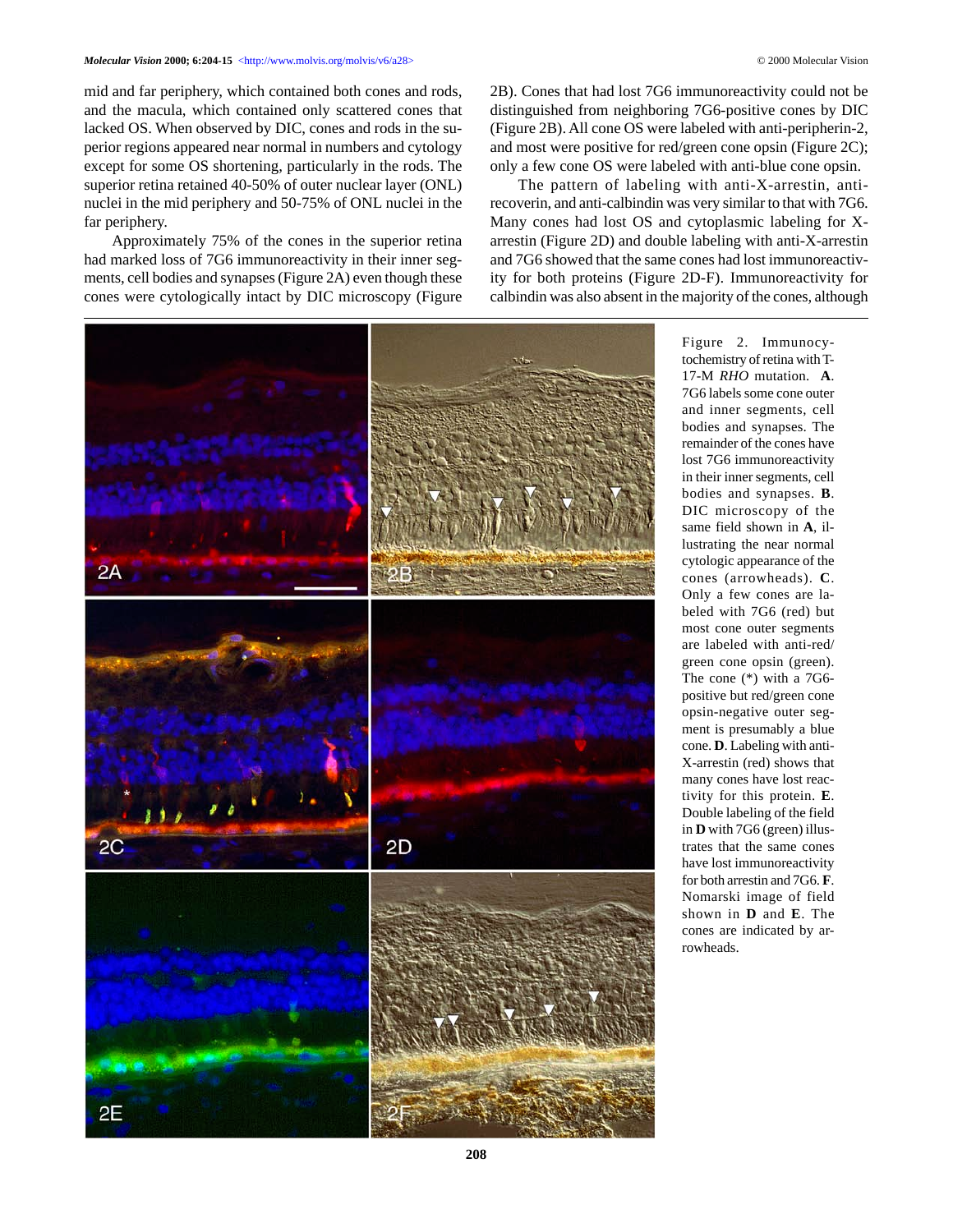mid and far periphery, which contained both cones and rods, and the macula, which contained only scattered cones that lacked OS. When observed by DIC, cones and rods in the superior regions appeared near normal in numbers and cytology except for some OS shortening, particularly in the rods. The superior retina retained 40-50% of outer nuclear layer (ONL) nuclei in the mid periphery and 50-75% of ONL nuclei in the far periphery.

Approximately 75% of the cones in the superior retina had marked loss of 7G6 immunoreactivity in their inner segments, cell bodies and synapses (Figure 2A) even though these cones were cytologically intact by DIC microscopy (Figure 2B). Cones that had lost 7G6 immunoreactivity could not be distinguished from neighboring 7G6-positive cones by DIC (Figure 2B). All cone OS were labeled with anti-peripherin-2, and most were positive for red/green cone opsin (Figure 2C); only a few cone OS were labeled with anti-blue cone opsin.

The pattern of labeling with anti-X-arrestin, anti-recoverin, and anti-calbindin was very similar to that with 7G6. Many cones had lost OS and cytoplasmic labeling for X-arrestin (Figure 2D) and double labeling with anti-X-arrestin and 7G6 showed that the same cones had lost immunoreactivity for both proteins (Figure 2D-F). Immunoreactivity for calbindin was also absent in the majority of the cones, although

Figure 2. Immunocytochemistry of retina with T-17-M *RHO* mutation. **A**. 7G6 labels some cone outer and inner segments, cell bodies and synapses. The remainder of the cones have lost 7G6 immunoreactivity in their inner segments, cell bodies and synapses. **B**. DIC microscopy of the same field shown in **A**, illustrating the near normal cytologic appearance of the cones (arrowheads). **C**. Only a few cones are labeled with 7G6 (red) but most cone outer segments are labeled with anti-red/green cone opsin (green). The cone (*) with a 7G6-positive but red/green cone opsin-negative outer segment is presumably a blue cone. **D**. Labeling with anti-X-arrestin (red) shows that many cones have lost reactivity for this protein. **E**. Double labeling of the field in **D** with 7G6 (green) illustrates that the same cones have lost immunoreactivity for both arrestin and 7G6. **F**. Nomarski image of field shown in **D** and **E**. The cones are indicated by arrowheads.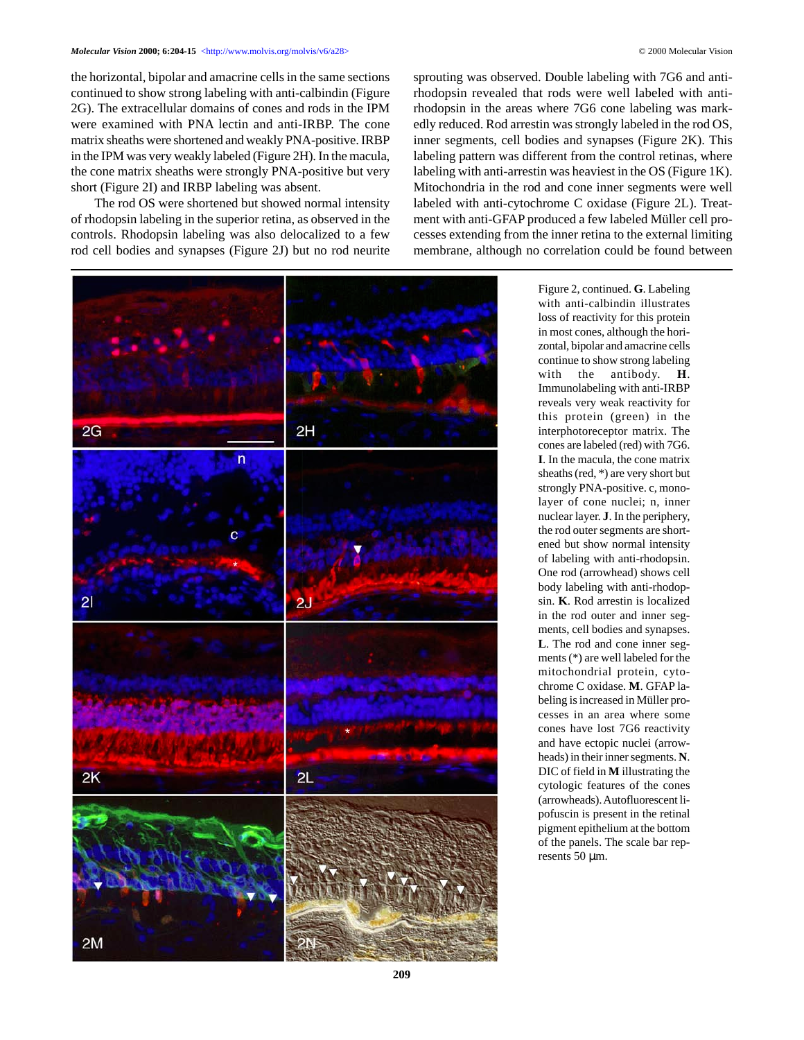the horizontal, bipolar and amacrine cells in the same sections continued to show strong labeling with anti-calbindin (Figure 2G). The extracellular domains of cones and rods in the IPM were examined with PNA lectin and anti-IRBP. The cone matrix sheaths were shortened and weakly PNA-positive. IRBP in the IPM was very weakly labeled (Figure 2H). In the macula, the cone matrix sheaths were strongly PNA-positive but very short (Figure 2I) and IRBP labeling was absent.

The rod OS were shortened but showed normal intensity of rhodopsin labeling in the superior retina, as observed in the controls. Rhodopsin labeling was also delocalized to a few rod cell bodies and synapses (Figure 2J) but no rod neurite sprouting was observed. Double labeling with 7G6 and anti-rhodopsin revealed that rods were well labeled with anti-rhodopsin in the areas where 7G6 cone labeling was markedly reduced. Rod arrestin was strongly labeled in the rod OS, inner segments, cell bodies and synapses (Figure 2K). This labeling pattern was different from the control retinas, where labeling with anti-arrestin was heaviest in the OS (Figure 1K). Mitochondria in the rod and cone inner segments were well labeled with anti-cytochrome C oxidase (Figure 2L). Treatment with anti-GFAP produced a few labeled Müller cell processes extending from the inner retina to the external limiting membrane, although no correlation could be found between

Figure 2, continued. **G**. Labeling with anti-calbindin illustrates loss of reactivity for this protein in most cones, although the horizontal, bipolar and amacrine cells continue to show strong labeling with the antibody. **H**. Immunolabeling with anti-IRBP reveals very weak reactivity for this protein (green) in the interphotoreceptor matrix. The cones are labeled (red) with 7G6. **I**. In the macula, the cone matrix sheaths (red, *) are very short but strongly PNA-positive. c, monolayer of cone nuclei; n, inner nuclear layer. **J**. In the periphery, the rod outer segments are shortened but show normal intensity of labeling with anti-rhodopsin. One rod (arrowhead) shows cell body labeling with anti-rhodopsin. **K**. Rod arrestin is localized in the rod outer and inner segments, cell bodies and synapses. **L**. The rod and cone inner segments (*) are well labeled for the mitochondrial protein, cytochrome C oxidase. **M**. GFAP labeling is increased in Müller processes in an area where some cones have lost 7G6 reactivity and have ectopic nuclei (arrowheads) in their inner segments. **N**. DIC of field in **M** illustrating the cytologic features of the cones (arrowheads). Autofluorescent lipofuscin is present in the retinal pigment epithelium at the bottom of the panels. The scale bar represents 50 µm.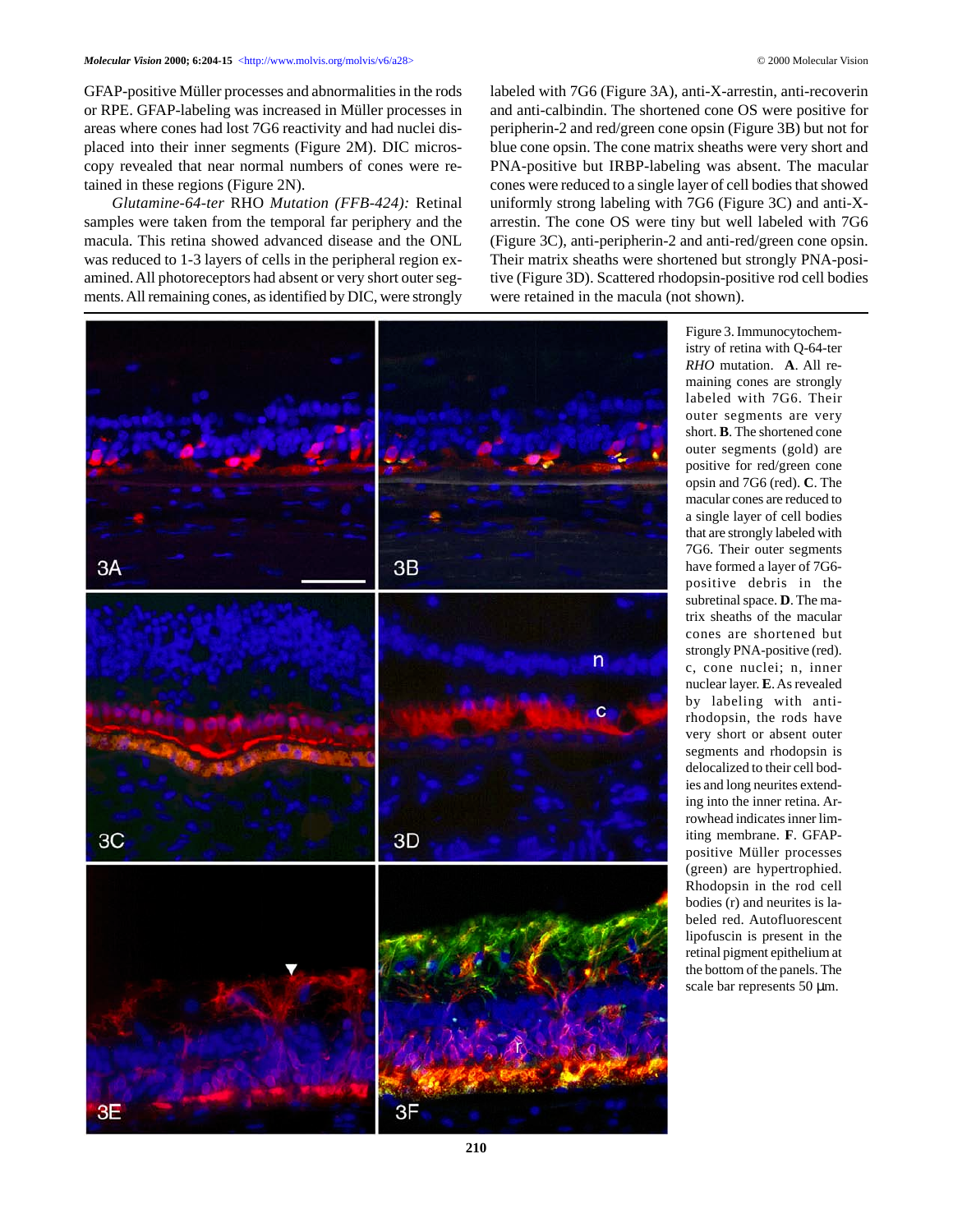GFAP-positive Müller processes and abnormalities in the rods or RPE. GFAP-labeling was increased in Müller processes in areas where cones had lost 7G6 reactivity and had nuclei displaced into their inner segments (Figure 2M). DIC microscopy revealed that near normal numbers of cones were retained in these regions (Figure 2N).

*Glutamine-64-ter* RHO *Mutation (FFB-424):* Retinal samples were taken from the temporal far periphery and the macula. This retina showed advanced disease and the ONL was reduced to 1-3 layers of cells in the peripheral region examined. All photoreceptors had absent or very short outer segments. All remaining cones, as identified by DIC, were strongly labeled with 7G6 (Figure 3A), anti-X-arrestin, anti-recoverin and anti-calbindin. The shortened cone OS were positive for peripherin-2 and red/green cone opsin (Figure 3B) but not for blue cone opsin. The cone matrix sheaths were very short and PNA-positive but IRBP-labeling was absent. The macular cones were reduced to a single layer of cell bodies that showed uniformly strong labeling with 7G6 (Figure 3C) and anti-X-arrestin. The cone OS were tiny but well labeled with 7G6 (Figure 3C), anti-peripherin-2 and anti-red/green cone opsin. Their matrix sheaths were shortened but strongly PNA-positive (Figure 3D). Scattered rhodopsin-positive rod cell bodies were retained in the macula (not shown).

Figure 3. Immunocytochemistry of retina with Q-64-ter *RHO* mutation. **A**. All remaining cones are strongly labeled with 7G6. Their outer segments are very short. **B**. The shortened cone outer segments (gold) are positive for red/green cone opsin and 7G6 (red). **C**. The macular cones are reduced to a single layer of cell bodies that are strongly labeled with 7G6. Their outer segments have formed a layer of 7G6-positive debris in the subretinal space. **D**. The matrix sheaths of the macular cones are shortened but strongly PNA-positive (red). c, cone nuclei; n, inner nuclear layer. **E**. As revealed by labeling with anti-rhodopsin, the rods have very short or absent outer segments and rhodopsin is delocalized to their cell bodies and long neurites extending into the inner retina. Arrowhead indicates inner limiting membrane. **F**. GFAP-positive Müller processes (green) are hypertrophied. Rhodopsin in the rod cell bodies (r) and neurites is labeled red. Autofluorescent lipofuscin is present in the retinal pigment epithelium at the bottom of the panels. The scale bar represents 50 μm.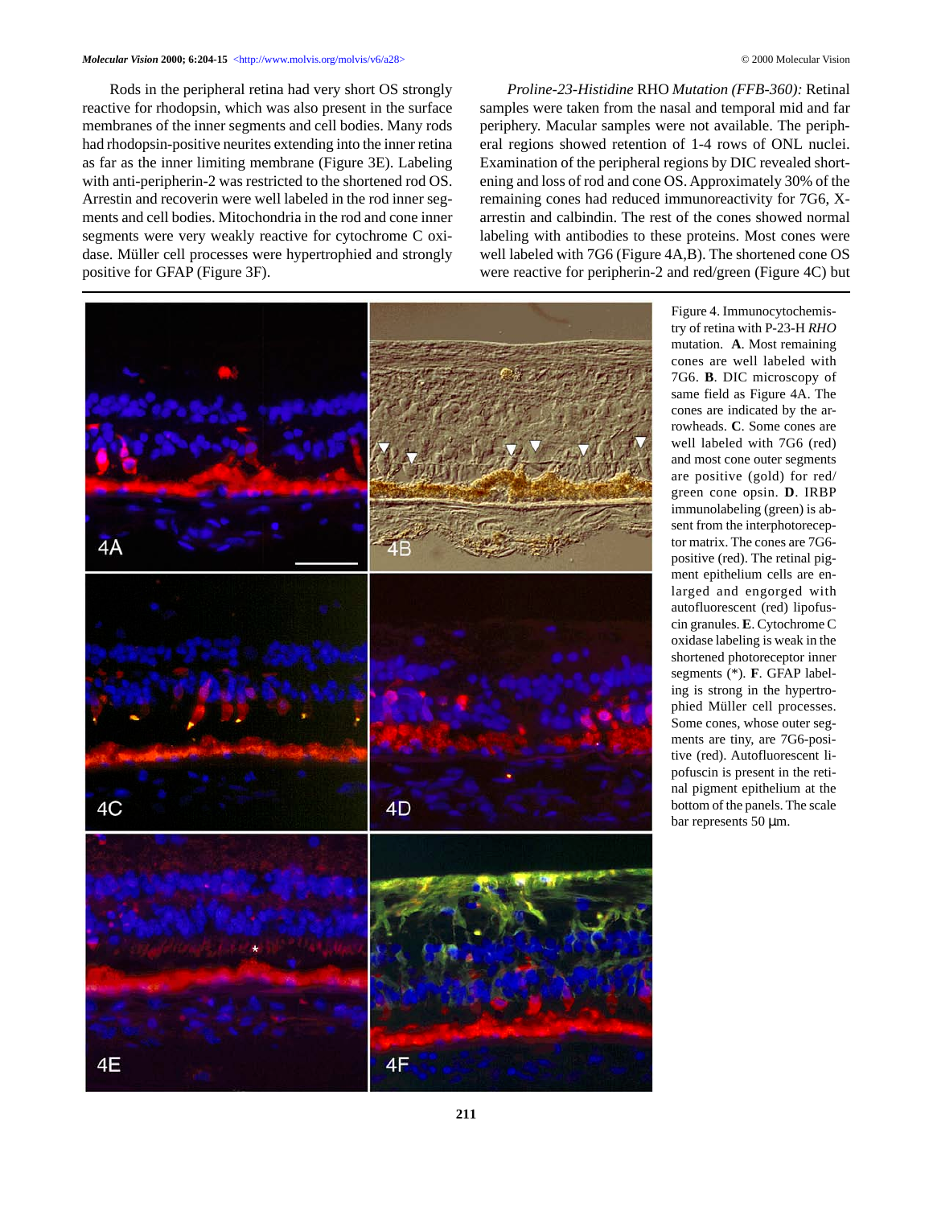Rods in the peripheral retina had very short OS strongly reactive for rhodopsin, which was also present in the surface membranes of the inner segments and cell bodies. Many rods had rhodopsin-positive neurites extending into the inner retina as far as the inner limiting membrane (Figure 3E). Labeling with anti-peripherin-2 was restricted to the shortened rod OS. Arrestin and recoverin were well labeled in the rod inner segments and cell bodies. Mitochondria in the rod and cone inner segments were very weakly reactive for cytochrome C oxidase. Müller cell processes were hypertrophied and strongly positive for GFAP (Figure 3F).

*Proline-23-Histidine* RHO *Mutation (FFB-360):* Retinal samples were taken from the nasal and temporal mid and far periphery. Macular samples were not available. The peripheral regions showed retention of 1-4 rows of ONL nuclei. Examination of the peripheral regions by DIC revealed shortening and loss of rod and cone OS. Approximately 30% of the remaining cones had reduced immunoreactivity for 7G6, X-arrestin and calbindin. The rest of the cones showed normal labeling with antibodies to these proteins. Most cones were well labeled with 7G6 (Figure 4A,B). The shortened cone OS were reactive for peripherin-2 and red/green (Figure 4C) but

Figure 4. Immunocytochemistry of retina with P-23-H *RHO* mutation. **A**. Most remaining cones are well labeled with 7G6. **B**. DIC microscopy of same field as Figure 4A. The cones are indicated by the arrowheads. **C**. Some cones are well labeled with 7G6 (red) and most cone outer segments are positive (gold) for red/green cone opsin. **D**. IRBP immunolabeling (green) is absent from the interphotoreceptor matrix. The cones are 7G6-positive (red). The retinal pigment epithelium cells are enlarged and engorged with autofluorescent (red) lipofuscin granules. **E**. Cytochrome C oxidase labeling is weak in the shortened photoreceptor inner segments (*). **F**. GFAP labeling is strong in the hypertrophied Müller cell processes. Some cones, whose outer segments are tiny, are 7G6-positive (red). Autofluorescent lipofuscin is present in the retinal pigment epithelium at the bottom of the panels. The scale bar represents 50 µm.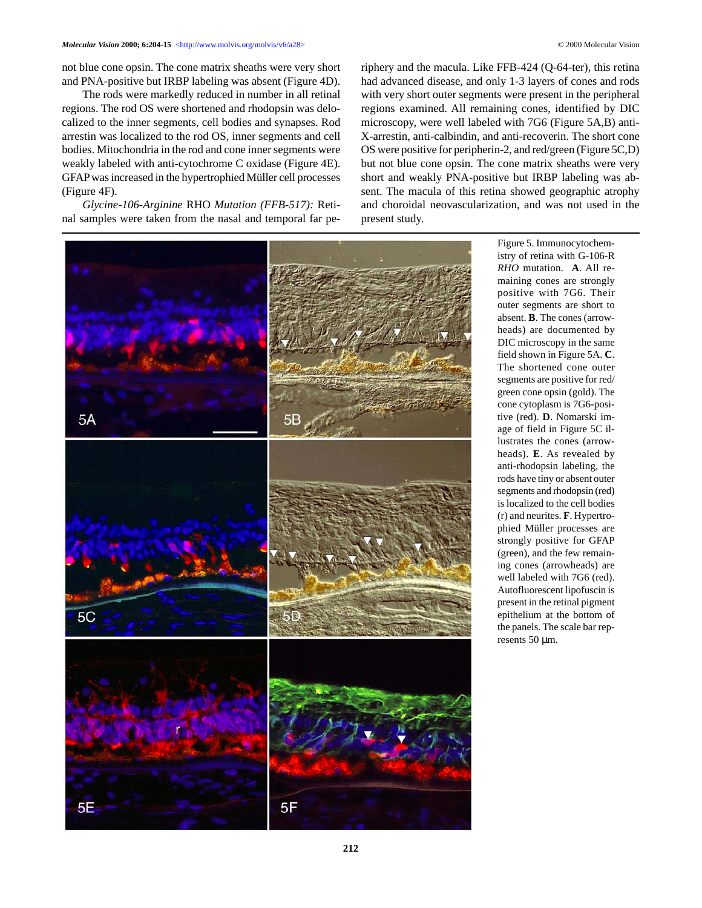not blue cone opsin. The cone matrix sheaths were very short and PNA-positive but IRBP labeling was absent (Figure 4D).

The rods were markedly reduced in number in all retinal regions. The rod OS were shortened and rhodopsin was delocalized to the inner segments, cell bodies and synapses. Rod arrestin was localized to the rod OS, inner segments and cell bodies. Mitochondria in the rod and cone inner segments were weakly labeled with anti-cytochrome C oxidase (Figure 4E). GFAP was increased in the hypertrophied Müller cell processes (Figure 4F).

*Glycine-106-Arginine* RHO *Mutation (FFB-517):* Retinal samples were taken from the nasal and temporal far periphery and the macula. Like FFB-424 (Q-64-ter), this retina had advanced disease, and only 1-3 layers of cones and rods with very short outer segments were present in the peripheral regions examined. All remaining cones, identified by DIC microscopy, were well labeled with 7G6 (Figure 5A,B) anti-X-arrestin, anti-calbindin, and anti-recoverin. The short cone OS were positive for peripherin-2, and red/green (Figure 5C,D) but not blue cone opsin. The cone matrix sheaths were very short and weakly PNA-positive but IRBP labeling was absent. The macula of this retina showed geographic atrophy and choroidal neovascularization, and was not used in the present study.

Figure 5. Immunocytochemistry of retina with G-106-R *RHO* mutation. **A**. All remaining cones are strongly positive with 7G6. Their outer segments are short to absent. **B**. The cones (arrowheads) are documented by DIC microscopy in the same field shown in Figure 5A. **C**. The shortened cone outer segments are positive for red/green cone opsin (gold). The cone cytoplasm is 7G6-positive (red). **D**. Nomarski image of field in Figure 5C illustrates the cones (arrowheads). **E**. As revealed by anti-rhodopsin labeling, the rods have tiny or absent outer segments and rhodopsin (red) is localized to the cell bodies (r) and neurites. **F**. Hypertrophied Müller processes are strongly positive for GFAP (green), and the few remaining cones (arrowheads) are well labeled with 7G6 (red). Autofluorescent lipofuscin is present in the retinal pigment epithelium at the bottom of the panels. The scale bar represents 50 μm.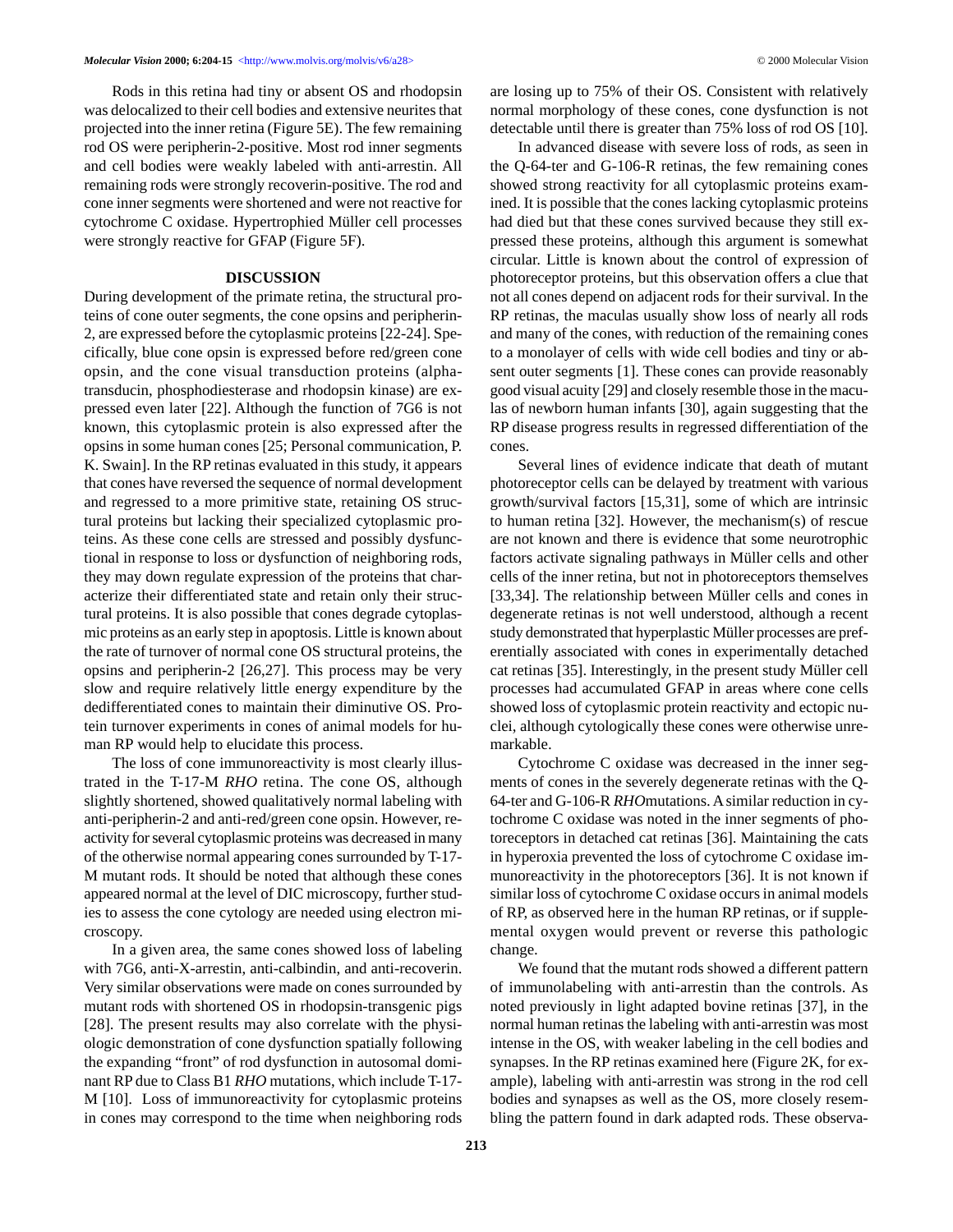Rods in this retina had tiny or absent OS and rhodopsin was delocalized to their cell bodies and extensive neurites that projected into the inner retina (Figure 5E). The few remaining rod OS were peripherin-2-positive. Most rod inner segments and cell bodies were weakly labeled with anti-arrestin. All remaining rods were strongly recoverin-positive. The rod and cone inner segments were shortened and were not reactive for cytochrome C oxidase. Hypertrophied Müller cell processes were strongly reactive for GFAP (Figure 5F).

## DISCUSSION

During development of the primate retina, the structural proteins of cone outer segments, the cone opsins and peripherin-2, are expressed before the cytoplasmic proteins [22-24]. Specifically, blue cone opsin is expressed before red/green cone opsin, and the cone visual transduction proteins (alpha-transducin, phosphodiesterase and rhodopsin kinase) are expressed even later [22]. Although the function of 7G6 is not known, this cytoplasmic protein is also expressed after the opsins in some human cones [25; Personal communication, P. K. Swain]. In the RP retinas evaluated in this study, it appears that cones have reversed the sequence of normal development and regressed to a more primitive state, retaining OS structural proteins but lacking their specialized cytoplasmic proteins. As these cone cells are stressed and possibly dysfunctional in response to loss or dysfunction of neighboring rods, they may down regulate expression of the proteins that characterize their differentiated state and retain only their structural proteins. It is also possible that cones degrade cytoplasmic proteins as an early step in apoptosis. Little is known about the rate of turnover of normal cone OS structural proteins, the opsins and peripherin-2 [26,27]. This process may be very slow and require relatively little energy expenditure by the dedifferentiated cones to maintain their diminutive OS. Protein turnover experiments in cones of animal models for human RP would help to elucidate this process.

The loss of cone immunoreactivity is most clearly illustrated in the T-17-M *RHO* retina. The cone OS, although slightly shortened, showed qualitatively normal labeling with anti-peripherin-2 and anti-red/green cone opsin. However, reactivity for several cytoplasmic proteins was decreased in many of the otherwise normal appearing cones surrounded by T-17-M mutant rods. It should be noted that although these cones appeared normal at the level of DIC microscopy, further studies to assess the cone cytology are needed using electron microscopy.

In a given area, the same cones showed loss of labeling with 7G6, anti-X-arrestin, anti-calbindin, and anti-recoverin. Very similar observations were made on cones surrounded by mutant rods with shortened OS in rhodopsin-transgenic pigs [28]. The present results may also correlate with the physiologic demonstration of cone dysfunction spatially following the expanding "front" of rod dysfunction in autosomal dominant RP due to Class B1 *RHO* mutations, which include T-17-M [10]. Loss of immunoreactivity for cytoplasmic proteins in cones may correspond to the time when neighboring rods are losing up to 75% of their OS. Consistent with relatively normal morphology of these cones, cone dysfunction is not detectable until there is greater than 75% loss of rod OS [10].

In advanced disease with severe loss of rods, as seen in the Q-64-ter and G-106-R retinas, the few remaining cones showed strong reactivity for all cytoplasmic proteins examined. It is possible that the cones lacking cytoplasmic proteins had died but that these cones survived because they still expressed these proteins, although this argument is somewhat circular. Little is known about the control of expression of photoreceptor proteins, but this observation offers a clue that not all cones depend on adjacent rods for their survival. In the RP retinas, the maculas usually show loss of nearly all rods and many of the cones, with reduction of the remaining cones to a monolayer of cells with wide cell bodies and tiny or absent outer segments [1]. These cones can provide reasonably good visual acuity [29] and closely resemble those in the maculas of newborn human infants [30], again suggesting that the RP disease progress results in regressed differentiation of the cones.

Several lines of evidence indicate that death of mutant photoreceptor cells can be delayed by treatment with various growth/survival factors [15,31], some of which are intrinsic to human retina [32]. However, the mechanism(s) of rescue are not known and there is evidence that some neurotrophic factors activate signaling pathways in Müller cells and other cells of the inner retina, but not in photoreceptors themselves [33,34]. The relationship between Müller cells and cones in degenerate retinas is not well understood, although a recent study demonstrated that hyperplastic Müller processes are preferentially associated with cones in experimentally detached cat retinas [35]. Interestingly, in the present study Müller cell processes had accumulated GFAP in areas where cone cells showed loss of cytoplasmic protein reactivity and ectopic nuclei, although cytologically these cones were otherwise unremarkable.

Cytochrome C oxidase was decreased in the inner segments of cones in the severely degenerate retinas with the Q-64-ter and G-106-R *RHO* mutations. A similar reduction in cytochrome C oxidase was noted in the inner segments of photoreceptors in detached cat retinas [36]. Maintaining the cats in hyperoxia prevented the loss of cytochrome C oxidase immunoreactivity in the photoreceptors [36]. It is not known if similar loss of cytochrome C oxidase occurs in animal models of RP, as observed here in the human RP retinas, or if supplemental oxygen would prevent or reverse this pathologic change.

We found that the mutant rods showed a different pattern of immunolabeling with anti-arrestin than the controls. As noted previously in light adapted bovine retinas [37], in the normal human retinas the labeling with anti-arrestin was most intense in the OS, with weaker labeling in the cell bodies and synapses. In the RP retinas examined here (Figure 2K, for example), labeling with anti-arrestin was strong in the rod cell bodies and synapses as well as the OS, more closely resembling the pattern found in dark adapted rods. These observa-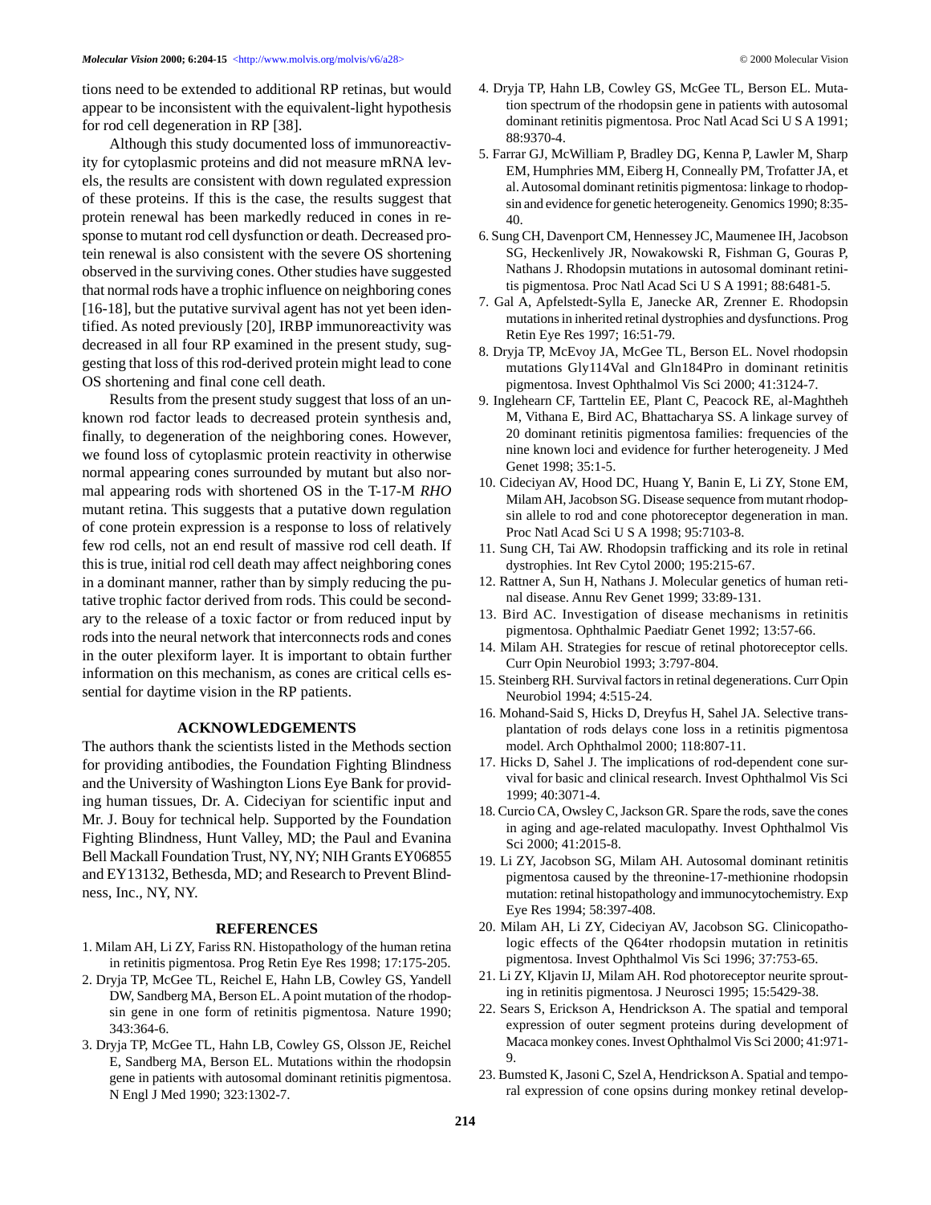tions need to be extended to additional RP retinas, but would appear to be inconsistent with the equivalent-light hypothesis for rod cell degeneration in RP [38].

Although this study documented loss of immunoreactivity for cytoplasmic proteins and did not measure mRNA levels, the results are consistent with down regulated expression of these proteins. If this is the case, the results suggest that protein renewal has been markedly reduced in cones in response to mutant rod cell dysfunction or death. Decreased protein renewal is also consistent with the severe OS shortening observed in the surviving cones. Other studies have suggested that normal rods have a trophic influence on neighboring cones [16-18], but the putative survival agent has not yet been identified. As noted previously [20], IRBP immunoreactivity was decreased in all four RP examined in the present study, suggesting that loss of this rod-derived protein might lead to cone OS shortening and final cone cell death.

Results from the present study suggest that loss of an unknown rod factor leads to decreased protein synthesis and, finally, to degeneration of the neighboring cones. However, we found loss of cytoplasmic protein reactivity in otherwise normal appearing cones surrounded by mutant but also normal appearing rods with shortened OS in the T-17-M *RHO* mutant retina. This suggests that a putative down regulation of cone protein expression is a response to loss of relatively few rod cells, not an end result of massive rod cell death. If this is true, initial rod cell death may affect neighboring cones in a dominant manner, rather than by simply reducing the putative trophic factor derived from rods. This could be secondary to the release of a toxic factor or from reduced input by rods into the neural network that interconnects rods and cones in the outer plexiform layer. It is important to obtain further information on this mechanism, as cones are critical cells essential for daytime vision in the RP patients.

## ACKNOWLEDGEMENTS

The authors thank the scientists listed in the Methods section for providing antibodies, the Foundation Fighting Blindness and the University of Washington Lions Eye Bank for providing human tissues, Dr. A. Cideciyan for scientific input and Mr. J. Bouy for technical help. Supported by the Foundation Fighting Blindness, Hunt Valley, MD; the Paul and Evanina Bell Mackall Foundation Trust, NY, NY; NIH Grants EY06855 and EY13132, Bethesda, MD; and Research to Prevent Blindness, Inc., NY, NY.

## REFERENCES

1. Milam AH, Li ZY, Fariss RN. Histopathology of the human retina in retinitis pigmentosa. Prog Retin Eye Res 1998; 17:175-205.
2. Dryja TP, McGee TL, Reichel E, Hahn LB, Cowley GS, Yandell DW, Sandberg MA, Berson EL. A point mutation of the rhodopsin gene in one form of retinitis pigmentosa. Nature 1990; 343:364-6.
3. Dryja TP, McGee TL, Hahn LB, Cowley GS, Olsson JE, Reichel E, Sandberg MA, Berson EL. Mutations within the rhodopsin gene in patients with autosomal dominant retinitis pigmentosa. N Engl J Med 1990; 323:1302-7.
4. Dryja TP, Hahn LB, Cowley GS, McGee TL, Berson EL. Mutation spectrum of the rhodopsin gene in patients with autosomal dominant retinitis pigmentosa. Proc Natl Acad Sci U S A 1991; 88:9370-4.
5. Farrar GJ, McWilliam P, Bradley DG, Kenna P, Lawler M, Sharp EM, Humphries MM, Eiberg H, Conneally PM, Trofatter JA, et al. Autosomal dominant retinitis pigmentosa: linkage to rhodopsin and evidence for genetic heterogeneity. Genomics 1990; 8:35-40.
6. Sung CH, Davenport CM, Hennessey JC, Maumenee IH, Jacobson SG, Heckenlively JR, Nowakowski R, Fishman G, Gouras P, Nathans J. Rhodopsin mutations in autosomal dominant retinitis pigmentosa. Proc Natl Acad Sci U S A 1991; 88:6481-5.
7. Gal A, Apfelstedt-Sylla E, Janecke AR, Zrenner E. Rhodopsin mutations in inherited retinal dystrophies and dysfunctions. Prog Retin Eye Res 1997; 16:51-79.
8. Dryja TP, McEvoy JA, McGee TL, Berson EL. Novel rhodopsin mutations Gly114Val and Gln184Pro in dominant retinitis pigmentosa. Invest Ophthalmol Vis Sci 2000; 41:3124-7.
9. Inglehearn CF, Tarttelin EE, Plant C, Peacock RE, al-Maghtheh M, Vithana E, Bird AC, Bhattacharya SS. A linkage survey of 20 dominant retinitis pigmentosa families: frequencies of the nine known loci and evidence for further heterogeneity. J Med Genet 1998; 35:1-5.
10. Cideciyan AV, Hood DC, Huang Y, Banin E, Li ZY, Stone EM, Milam AH, Jacobson SG. Disease sequence from mutant rhodopsin allele to rod and cone photoreceptor degeneration in man. Proc Natl Acad Sci U S A 1998; 95:7103-8.
11. Sung CH, Tai AW. Rhodopsin trafficking and its role in retinal dystrophies. Int Rev Cytol 2000; 195:215-67.
12. Rattner A, Sun H, Nathans J. Molecular genetics of human retinal disease. Annu Rev Genet 1999; 33:89-131.
13. Bird AC. Investigation of disease mechanisms in retinitis pigmentosa. Ophthalmic Paediatr Genet 1992; 13:57-66.
14. Milam AH. Strategies for rescue of retinal photoreceptor cells. Curr Opin Neurobiol 1993; 3:797-804.
15. Steinberg RH. Survival factors in retinal degenerations. Curr Opin Neurobiol 1994; 4:515-24.
16. Mohand-Said S, Hicks D, Dreyfus H, Sahel JA. Selective transplantation of rods delays cone loss in a retinitis pigmentosa model. Arch Ophthalmol 2000; 118:807-11.
17. Hicks D, Sahel J. The implications of rod-dependent cone survival for basic and clinical research. Invest Ophthalmol Vis Sci 1999; 40:3071-4.
18. Curcio CA, Owsley C, Jackson GR. Spare the rods, save the cones in aging and age-related maculopathy. Invest Ophthalmol Vis Sci 2000; 41:2015-8.
19. Li ZY, Jacobson SG, Milam AH. Autosomal dominant retinitis pigmentosa caused by the threonine-17-methionine rhodopsin mutation: retinal histopathology and immunocytochemistry. Exp Eye Res 1994; 58:397-408.
20. Milam AH, Li ZY, Cideciyan AV, Jacobson SG. Clinicopathologic effects of the Q64ter rhodopsin mutation in retinitis pigmentosa. Invest Ophthalmol Vis Sci 1996; 37:753-65.
21. Li ZY, Kljavin IJ, Milam AH. Rod photoreceptor neurite sprouting in retinitis pigmentosa. J Neurosci 1995; 15:5429-38.
22. Sears S, Erickson A, Hendrickson A. The spatial and temporal expression of outer segment proteins during development of Macaca monkey cones. Invest Ophthalmol Vis Sci 2000; 41:971-9.
23. Bumsted K, Jasoni C, Szel A, Hendrickson A. Spatial and temporal expression of cone opsins during monkey retinal develop-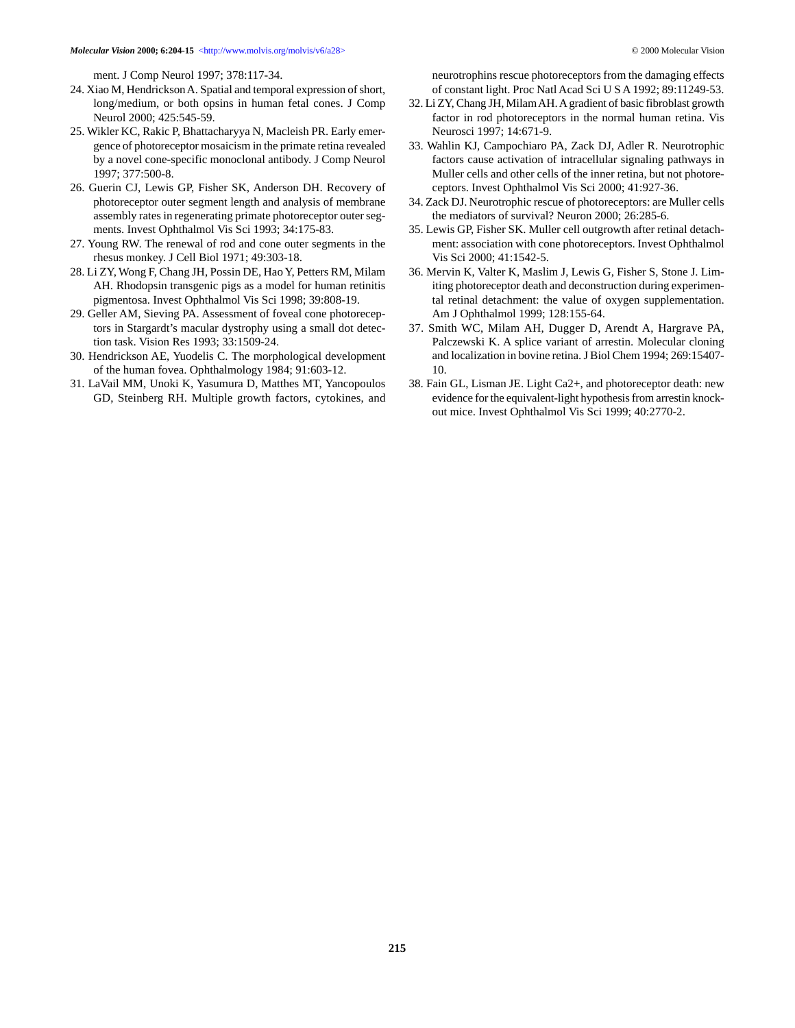ment. J Comp Neurol 1997; 378:117-34.

24. Xiao M, Hendrickson A. Spatial and temporal expression of short, long/medium, or both opsins in human fetal cones. J Comp Neurol 2000; 425:545-59.
25. Wikler KC, Rakic P, Bhattacharyya N, Macleish PR. Early emergence of photoreceptor mosaicism in the primate retina revealed by a novel cone-specific monoclonal antibody. J Comp Neurol 1997; 377:500-8.
26. Guerin CJ, Lewis GP, Fisher SK, Anderson DH. Recovery of photoreceptor outer segment length and analysis of membrane assembly rates in regenerating primate photoreceptor outer segments. Invest Ophthalmol Vis Sci 1993; 34:175-83.
27. Young RW. The renewal of rod and cone outer segments in the rhesus monkey. J Cell Biol 1971; 49:303-18.
28. Li ZY, Wong F, Chang JH, Possin DE, Hao Y, Petters RM, Milam AH. Rhodopsin transgenic pigs as a model for human retinitis pigmentosa. Invest Ophthalmol Vis Sci 1998; 39:808-19.
29. Geller AM, Sieving PA. Assessment of foveal cone photoreceptors in Stargardt's macular dystrophy using a small dot detection task. Vision Res 1993; 33:1509-24.
30. Hendrickson AE, Yuodelis C. The morphological development of the human fovea. Ophthalmology 1984; 91:603-12.
31. LaVail MM, Unoki K, Yasumura D, Matthes MT, Yancopoulos GD, Steinberg RH. Multiple growth factors, cytokines, and neurotrophins rescue photoreceptors from the damaging effects of constant light. Proc Natl Acad Sci U S A 1992; 89:11249-53.
32. Li ZY, Chang JH, Milam AH. A gradient of basic fibroblast growth factor in rod photoreceptors in the normal human retina. Vis Neurosci 1997; 14:671-9.
33. Wahlin KJ, Campochiaro PA, Zack DJ, Adler R. Neurotrophic factors cause activation of intracellular signaling pathways in Muller cells and other cells of the inner retina, but not photoreceptors. Invest Ophthalmol Vis Sci 2000; 41:927-36.
34. Zack DJ. Neurotrophic rescue of photoreceptors: are Muller cells the mediators of survival? Neuron 2000; 26:285-6.
35. Lewis GP, Fisher SK. Muller cell outgrowth after retinal detachment: association with cone photoreceptors. Invest Ophthalmol Vis Sci 2000; 41:1542-5.
36. Mervin K, Valter K, Maslim J, Lewis G, Fisher S, Stone J. Limiting photoreceptor death and deconstruction during experimental retinal detachment: the value of oxygen supplementation. Am J Ophthalmol 1999; 128:155-64.
37. Smith WC, Milam AH, Dugger D, Arendt A, Hargrave PA, Palczewski K. A splice variant of arrestin. Molecular cloning and localization in bovine retina. J Biol Chem 1994; 269:15407-10.
38. Fain GL, Lisman JE. Light Ca2+, and photoreceptor death: new evidence for the equivalent-light hypothesis from arrestin knockout mice. Invest Ophthalmol Vis Sci 1999; 40:2770-2.